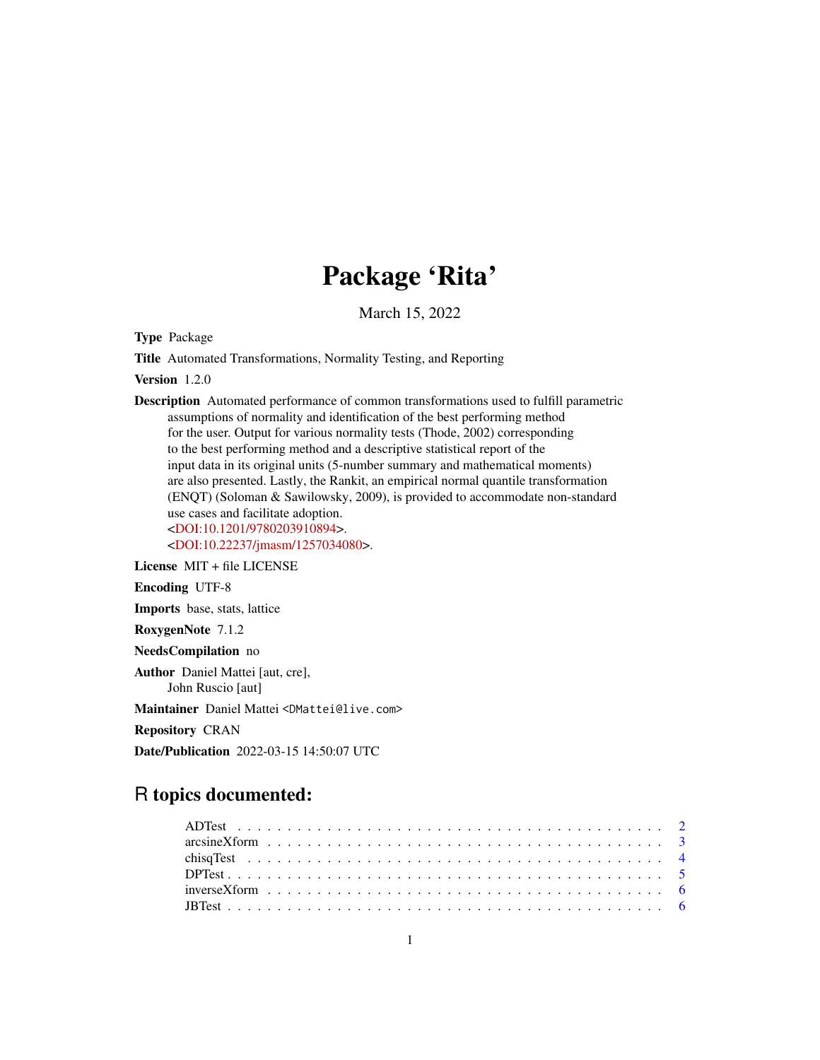# Package 'Rita'

March 15, 2022

**Type** Package

**Title** Automated Transformations, Normality Testing, and Reporting

**Version** 1.2.0

**Description** Automated performance of common transformations used to fulfill parametric assumptions of normality and identification of the best performing method for the user. Output for various normality tests (Thode, 2002) corresponding to the best performing method and a descriptive statistical report of the input data in its original units (5-number summary and mathematical moments) are also presented. Lastly, the Rankit, an empirical normal quantile transformation (ENQT) (Soloman & Sawilowsky, 2009), is provided to accommodate non-standard use cases and facilitate adoption.
<DOI:10.1201/9780203910894>.
<DOI:10.22237/jmasm/1257034080>.

**License** MIT + file LICENSE

**Encoding** UTF-8

**Imports** base, stats, lattice

**RoxygenNote** 7.1.2

**NeedsCompilation** no

**Author** Daniel Mattei [aut, cre],
John Ruscio [aut]

**Maintainer** Daniel Mattei <DMattei@live.com>

**Repository** CRAN

**Date/Publication** 2022-03-15 14:50:07 UTC

## R topics documented:

- ADTest . . . . . . . . . . . . . . . . . . . . . . . . . . . . . . . . . . . . . . . . . . . 2
- arcsineXform . . . . . . . . . . . . . . . . . . . . . . . . . . . . . . . . . . . . . . . . 3
- chisqTest . . . . . . . . . . . . . . . . . . . . . . . . . . . . . . . . . . . . . . . . . . 4
- DPTest . . . . . . . . . . . . . . . . . . . . . . . . . . . . . . . . . . . . . . . . . . . 5
- inverseXform . . . . . . . . . . . . . . . . . . . . . . . . . . . . . . . . . . . . . . . . 6
- JBTest . . . . . . . . . . . . . . . . . . . . . . . . . . . . . . . . . . . . . . . . . . . 6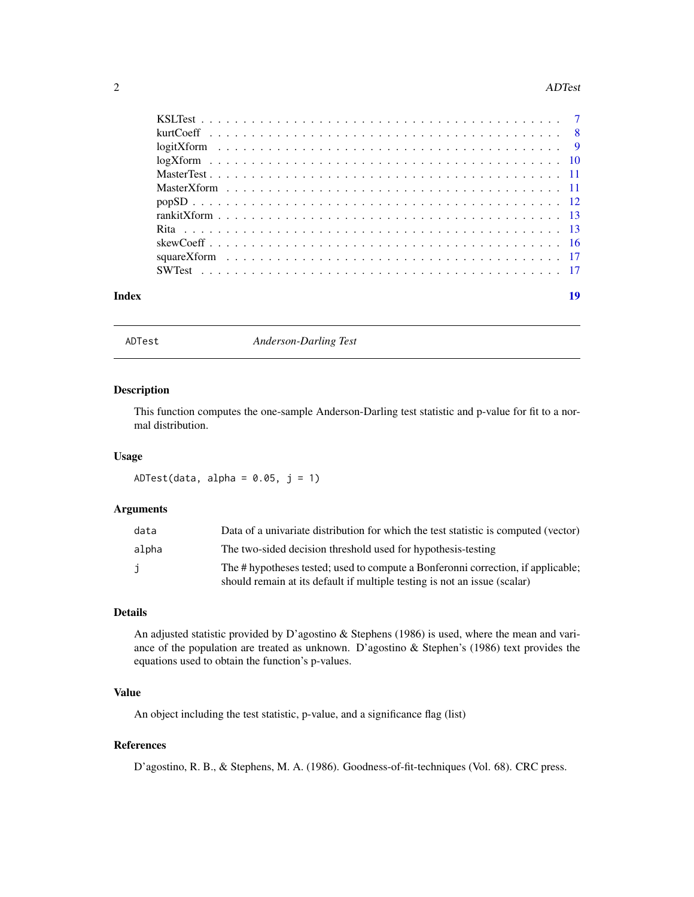| | |
|---|---|
| KSLTest | 7 |
| kurtCoeff | 8 |
| logitXform | 9 |
| logXform | 10 |
| MasterTest | 11 |
| MasterXform | 11 |
| popSD | 12 |
| rankitXform | 13 |
| Rita | 13 |
| skewCoeff | 16 |
| squareXform | 17 |
| SWTest | 17 |

**Index** **19**

---

## ADTest — *Anderson-Darling Test*

---

### Description

This function computes the one-sample Anderson-Darling test statistic and p-value for fit to a normal distribution.

### Usage

```
ADTest(data, alpha = 0.05, j = 1)
```

### Arguments

| | |
|---|---|
| `data` | Data of a univariate distribution for which the test statistic is computed (vector) |
| `alpha` | The two-sided decision threshold used for hypothesis-testing |
| `j` | The # hypotheses tested; used to compute a Bonferonni correction, if applicable; should remain at its default if multiple testing is not an issue (scalar) |

### Details

An adjusted statistic provided by D'agostino & Stephens (1986) is used, where the mean and variance of the population are treated as unknown. D'agostino & Stephen's (1986) text provides the equations used to obtain the function's p-values.

### Value

An object including the test statistic, p-value, and a significance flag (list)

### References

D'agostino, R. B., & Stephens, M. A. (1986). Goodness-of-fit-techniques (Vol. 68). CRC press.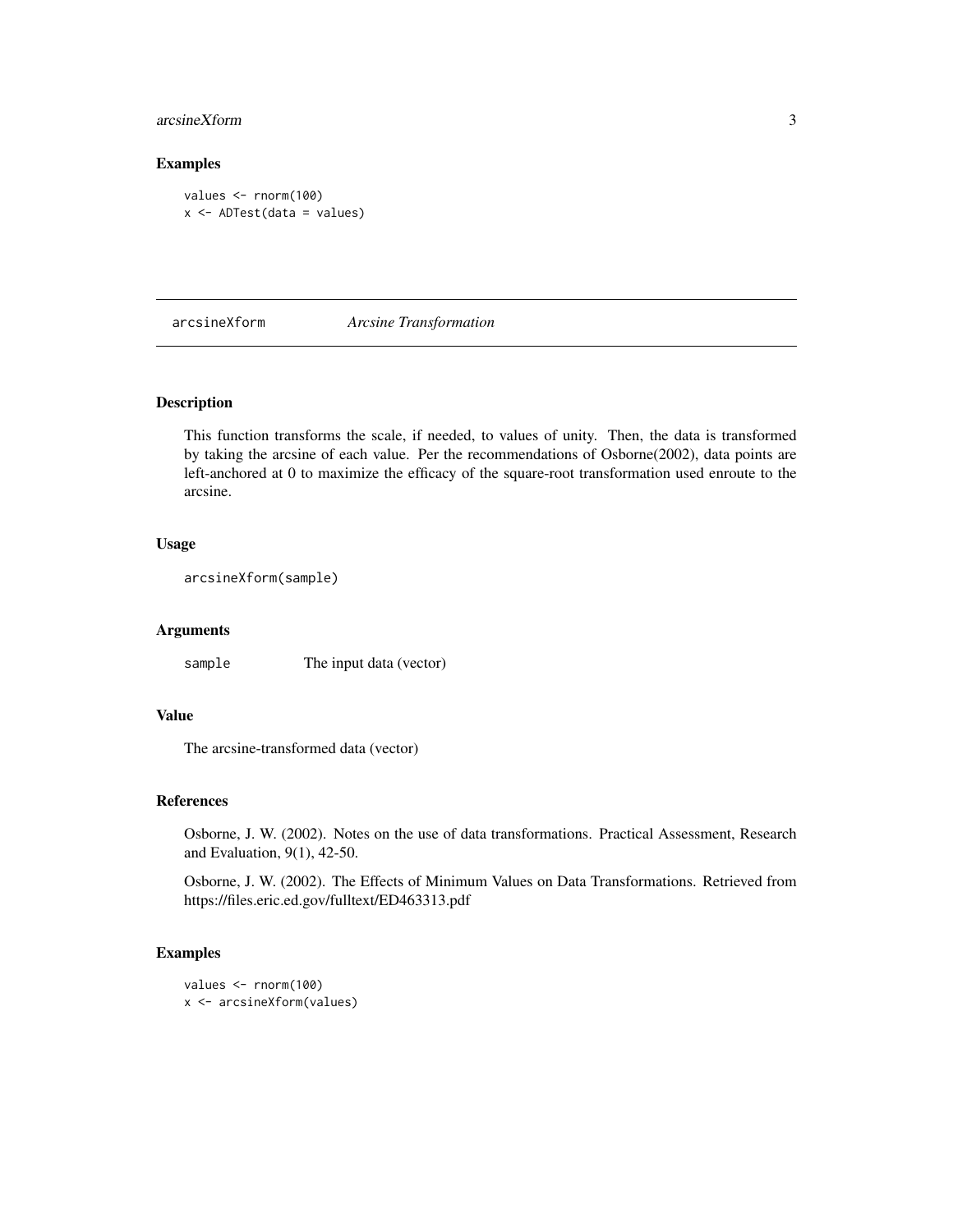## Examples

```
values <- rnorm(100)
x <- ADTest(data = values)
```

---

# arcsineXform &nbsp;&nbsp;&nbsp; *Arcsine Transformation*

---

### Description

This function transforms the scale, if needed, to values of unity. Then, the data is transformed by taking the arcsine of each value. Per the recommendations of Osborne(2002), data points are left-anchored at 0 to maximize the efficacy of the square-root transformation used enroute to the arcsine.

### Usage

```
arcsineXform(sample)
```

### Arguments

| | |
|---|---|
| `sample` | The input data (vector) |

### Value

The arcsine-transformed data (vector)

### References

Osborne, J. W. (2002). Notes on the use of data transformations. Practical Assessment, Research and Evaluation, 9(1), 42-50.

Osborne, J. W. (2002). The Effects of Minimum Values on Data Transformations. Retrieved from https://files.eric.ed.gov/fulltext/ED463313.pdf

### Examples

```
values <- rnorm(100)
x <- arcsineXform(values)
```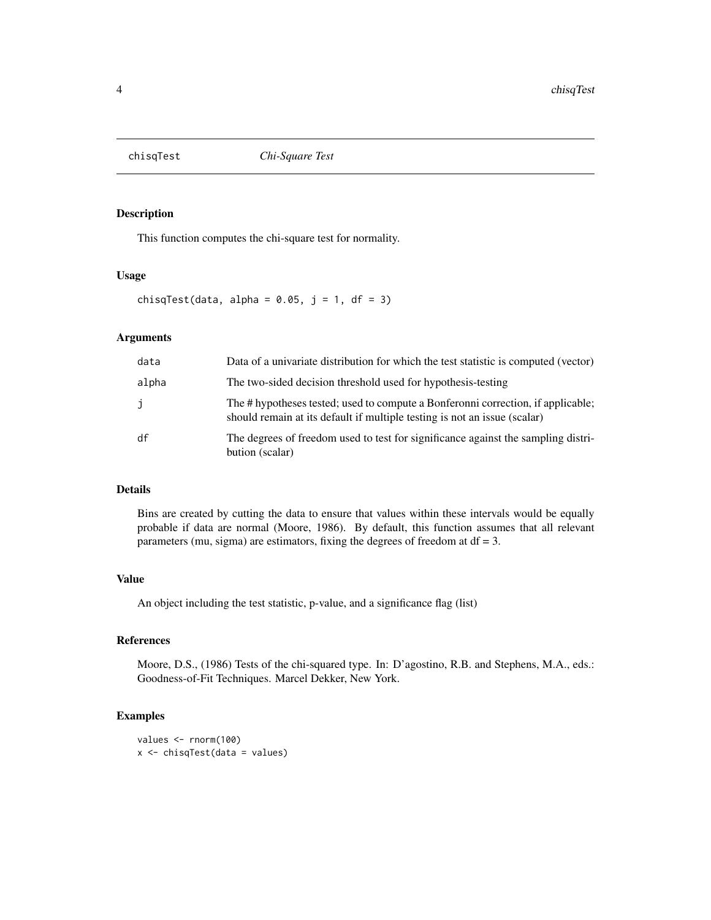# chisqTest *Chi-Square Test*

## Description

This function computes the chi-square test for normality.

## Usage

```
chisqTest(data, alpha = 0.05, j = 1, df = 3)
```

## Arguments

| | |
|---|---|
| data | Data of a univariate distribution for which the test statistic is computed (vector) |
| alpha | The two-sided decision threshold used for hypothesis-testing |
| j | The # hypotheses tested; used to compute a Bonferonni correction, if applicable; should remain at its default if multiple testing is not an issue (scalar) |
| df | The degrees of freedom used to test for significance against the sampling distribution (scalar) |

## Details

Bins are created by cutting the data to ensure that values within these intervals would be equally probable if data are normal (Moore, 1986). By default, this function assumes that all relevant parameters (mu, sigma) are estimators, fixing the degrees of freedom at df = 3.

## Value

An object including the test statistic, p-value, and a significance flag (list)

## References

Moore, D.S., (1986) Tests of the chi-squared type. In: D'agostino, R.B. and Stephens, M.A., eds.: Goodness-of-Fit Techniques. Marcel Dekker, New York.

## Examples

```
values <- rnorm(100)
x <- chisqTest(data = values)
```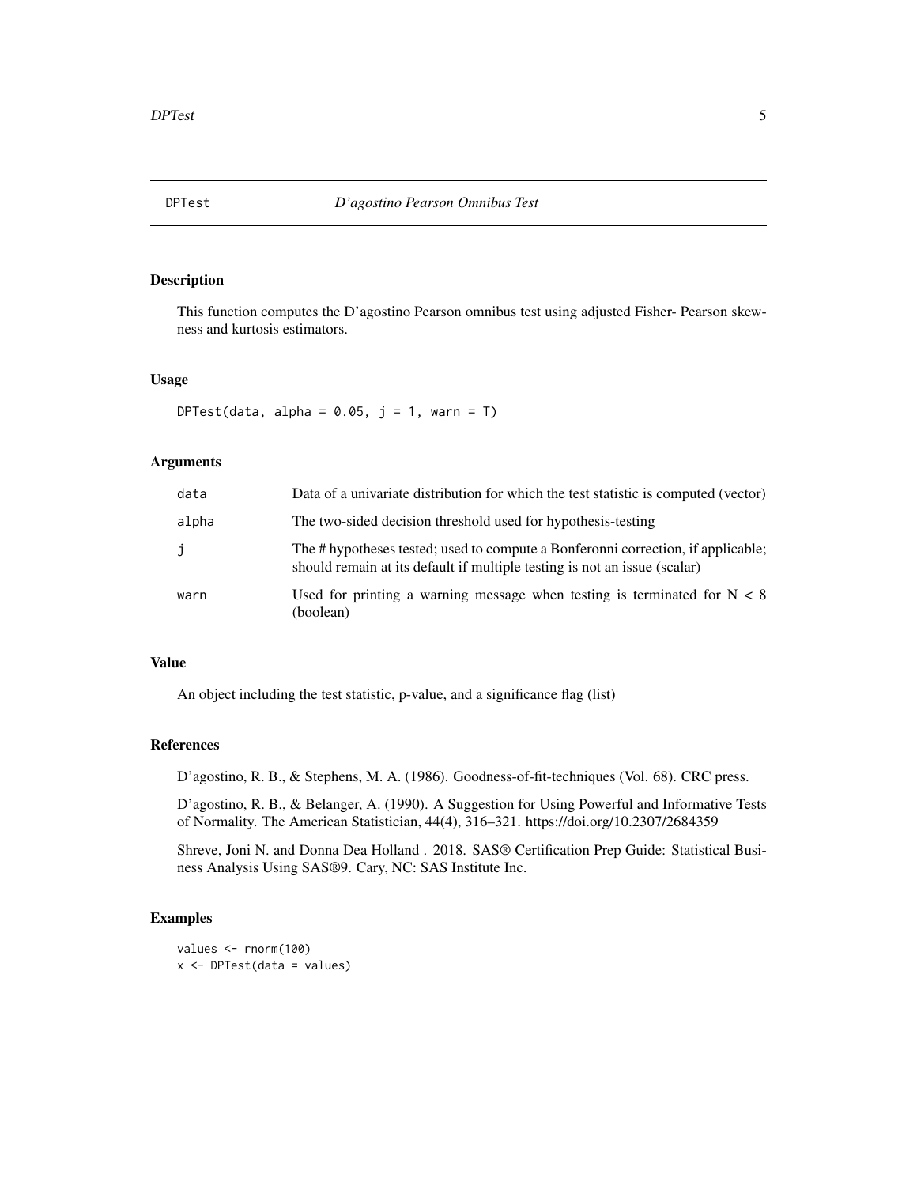## DPTest *D'agostino Pearson Omnibus Test*

### Description

This function computes the D'agostino Pearson omnibus test using adjusted Fisher- Pearson skewness and kurtosis estimators.

### Usage

```
DPTest(data, alpha = 0.05, j = 1, warn = T)
```

### Arguments

| | |
|---|---|
| data | Data of a univariate distribution for which the test statistic is computed (vector) |
| alpha | The two-sided decision threshold used for hypothesis-testing |
| j | The # hypotheses tested; used to compute a Bonferonni correction, if applicable; should remain at its default if multiple testing is not an issue (scalar) |
| warn | Used for printing a warning message when testing is terminated for $N < 8$ (boolean) |

### Value

An object including the test statistic, p-value, and a significance flag (list)

### References

D'agostino, R. B., & Stephens, M. A. (1986). Goodness-of-fit-techniques (Vol. 68). CRC press.

D'agostino, R. B., & Belanger, A. (1990). A Suggestion for Using Powerful and Informative Tests of Normality. The American Statistician, 44(4), 316–321. https://doi.org/10.2307/2684359

Shreve, Joni N. and Donna Dea Holland . 2018. SAS® Certification Prep Guide: Statistical Business Analysis Using SAS®9. Cary, NC: SAS Institute Inc.

### Examples

```
values <- rnorm(100)
x <- DPTest(data = values)
```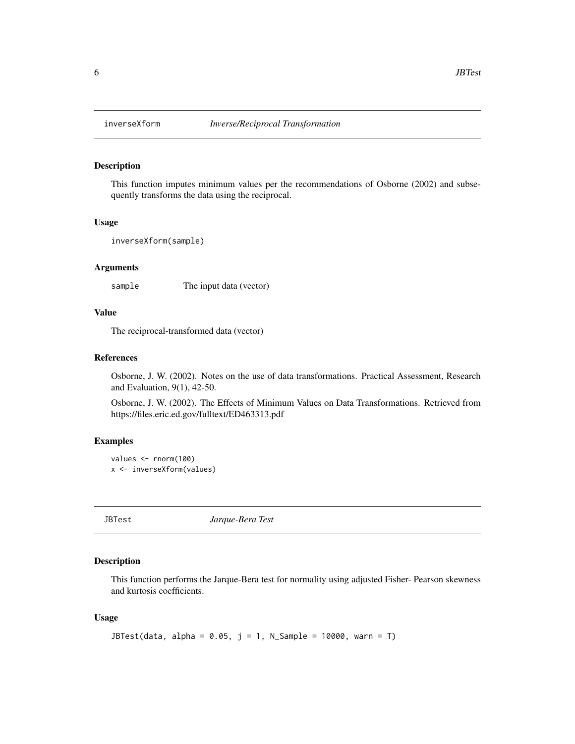## inverseXform *Inverse/Reciprocal Transformation*

### Description

This function imputes minimum values per the recommendations of Osborne (2002) and subsequently transforms the data using the reciprocal.

### Usage

```
inverseXform(sample)
```

### Arguments

| | |
|---|---|
| sample | The input data (vector) |

### Value

The reciprocal-transformed data (vector)

### References

Osborne, J. W. (2002). Notes on the use of data transformations. Practical Assessment, Research and Evaluation, 9(1), 42-50.

Osborne, J. W. (2002). The Effects of Minimum Values on Data Transformations. Retrieved from https://files.eric.ed.gov/fulltext/ED463313.pdf

### Examples

```
values <- rnorm(100)
x <- inverseXform(values)
```

## JBTest *Jarque-Bera Test*

### Description

This function performs the Jarque-Bera test for normality using adjusted Fisher- Pearson skewness and kurtosis coefficients.

### Usage

```
JBTest(data, alpha = 0.05, j = 1, N_Sample = 10000, warn = T)
```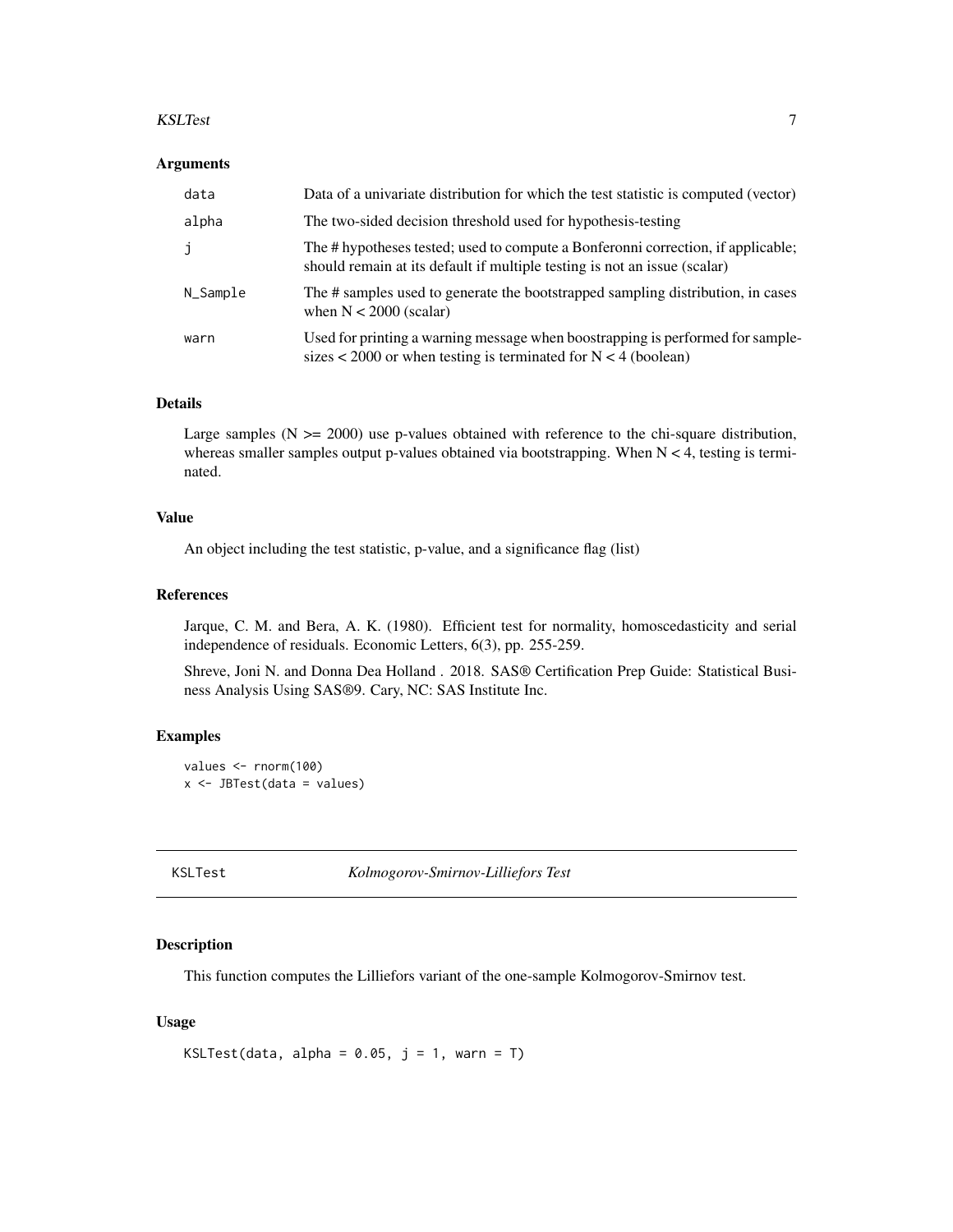### Arguments

| | |
|---|---|
| data | Data of a univariate distribution for which the test statistic is computed (vector) |
| alpha | The two-sided decision threshold used for hypothesis-testing |
| j | The # hypotheses tested; used to compute a Bonferonni correction, if applicable; should remain at its default if multiple testing is not an issue (scalar) |
| N_Sample | The # samples used to generate the bootstrapped sampling distribution, in cases when N < 2000 (scalar) |
| warn | Used for printing a warning message when boostrapping is performed for sample-sizes < 2000 or when testing is terminated for N < 4 (boolean) |

### Details

Large samples (N >= 2000) use p-values obtained with reference to the chi-square distribution, whereas smaller samples output p-values obtained via bootstrapping. When N < 4, testing is terminated.

### Value

An object including the test statistic, p-value, and a significance flag (list)

### References

Jarque, C. M. and Bera, A. K. (1980). Efficient test for normality, homoscedasticity and serial independence of residuals. Economic Letters, 6(3), pp. 255-259.

Shreve, Joni N. and Donna Dea Holland . 2018. SAS® Certification Prep Guide: Statistical Business Analysis Using SAS®9. Cary, NC: SAS Institute Inc.

### Examples

```
values <- rnorm(100)
x <- JBTest(data = values)
```

---

## KSLTest *Kolmogorov-Smirnov-Lilliefors Test*

---

### Description

This function computes the Lilliefors variant of the one-sample Kolmogorov-Smirnov test.

### Usage

```
KSLTest(data, alpha = 0.05, j = 1, warn = T)
```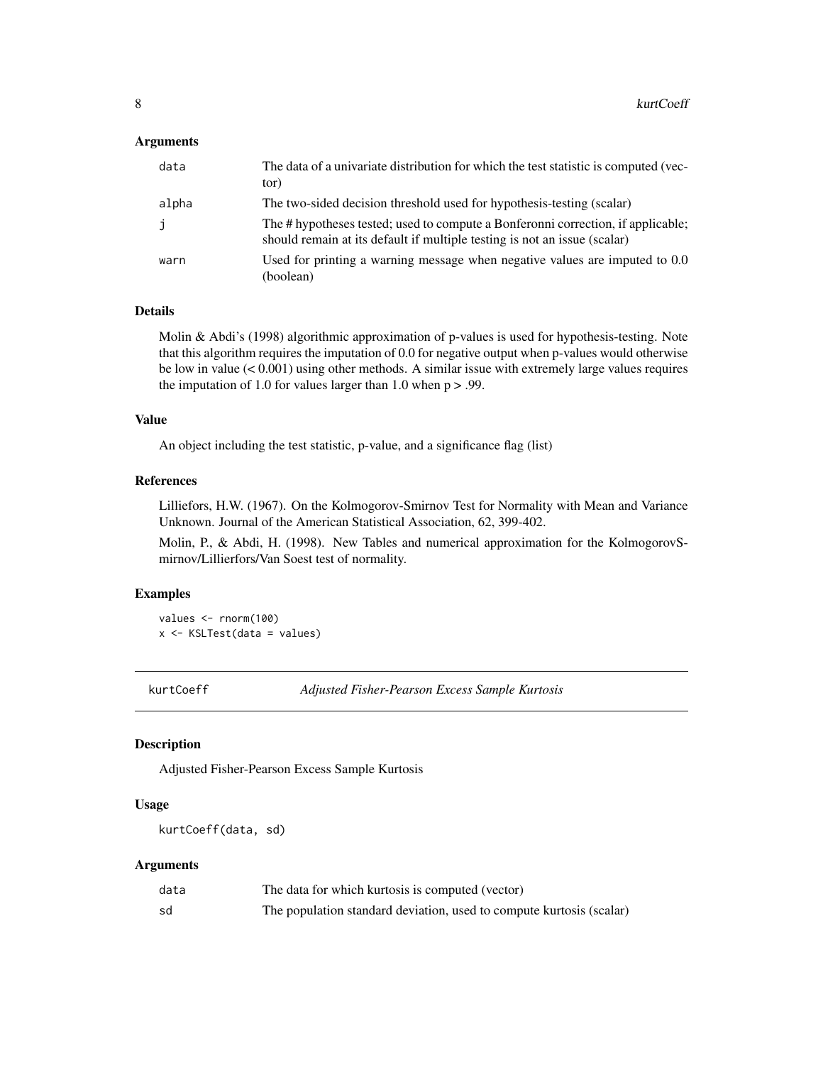### Arguments

| | |
|---|---|
| data | The data of a univariate distribution for which the test statistic is computed (vector) |
| alpha | The two-sided decision threshold used for hypothesis-testing (scalar) |
| j | The # hypotheses tested; used to compute a Bonferonni correction, if applicable; should remain at its default if multiple testing is not an issue (scalar) |
| warn | Used for printing a warning message when negative values are imputed to 0.0 (boolean) |

### Details

Molin & Abdi's (1998) algorithmic approximation of p-values is used for hypothesis-testing. Note that this algorithm requires the imputation of 0.0 for negative output when p-values would otherwise be low in value (< 0.001) using other methods. A similar issue with extremely large values requires the imputation of 1.0 for values larger than 1.0 when p > .99.

### Value

An object including the test statistic, p-value, and a significance flag (list)

### References

Lilliefors, H.W. (1967). On the Kolmogorov-Smirnov Test for Normality with Mean and Variance Unknown. Journal of the American Statistical Association, 62, 399-402.

Molin, P., & Abdi, H. (1998). New Tables and numerical approximation for the KolmogorovSmirnov/Lillierfors/Van Soest test of normality.

### Examples

```
values <- rnorm(100)
x <- KSLTest(data = values)
```

---

## kurtCoeff — *Adjusted Fisher-Pearson Excess Sample Kurtosis*

### Description

Adjusted Fisher-Pearson Excess Sample Kurtosis

### Usage

```
kurtCoeff(data, sd)
```

### Arguments

| | |
|---|---|
| data | The data for which kurtosis is computed (vector) |
| sd | The population standard deviation, used to compute kurtosis (scalar) |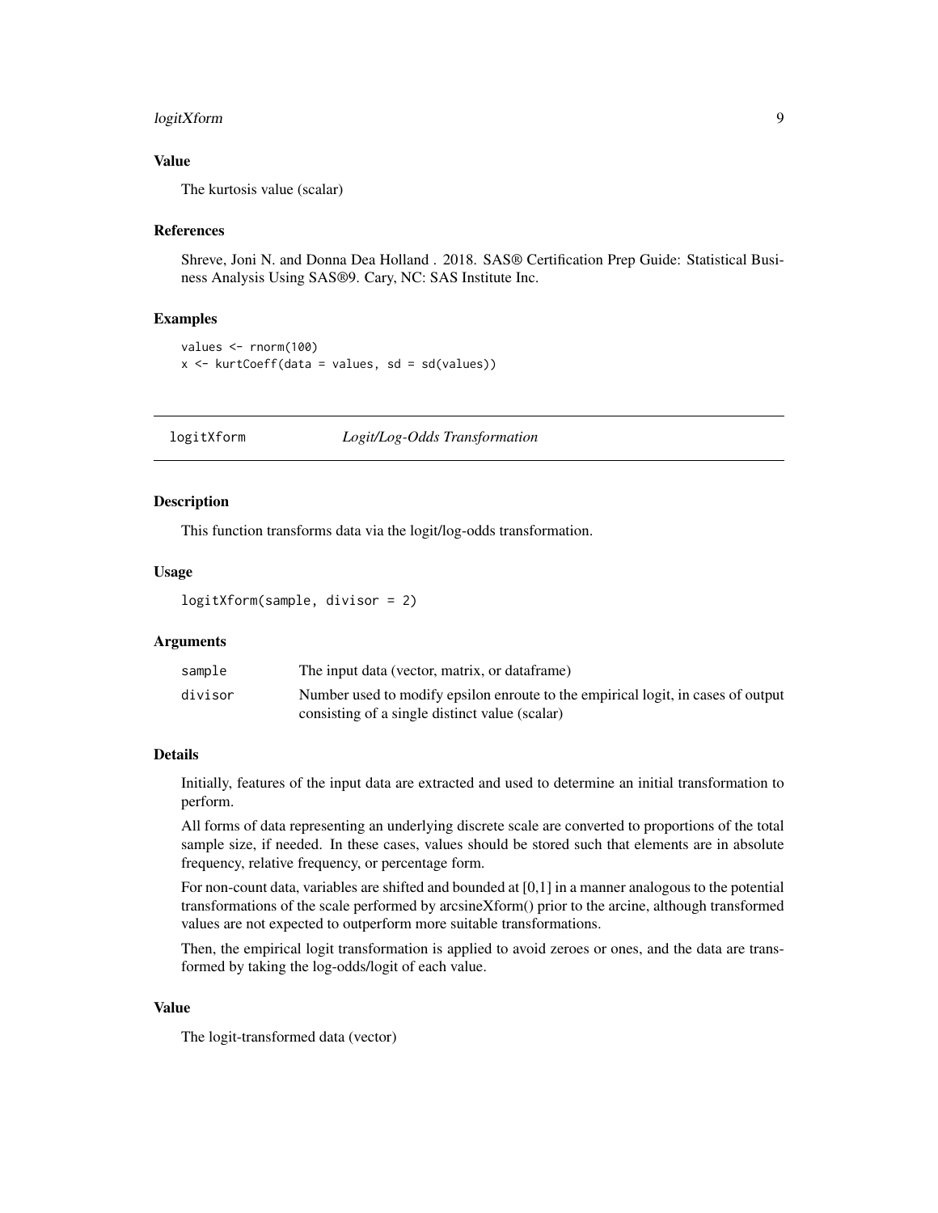### Value

The kurtosis value (scalar)

### References

Shreve, Joni N. and Donna Dea Holland . 2018. SAS® Certification Prep Guide: Statistical Business Analysis Using SAS®9. Cary, NC: SAS Institute Inc.

### Examples

```
values <- rnorm(100)
x <- kurtCoeff(data = values, sd = sd(values))
```

---

## logitXform — *Logit/Log-Odds Transformation*

---

### Description

This function transforms data via the logit/log-odds transformation.

### Usage

```
logitXform(sample, divisor = 2)
```

### Arguments

| | |
|---|---|
| `sample` | The input data (vector, matrix, or dataframe) |
| `divisor` | Number used to modify epsilon enroute to the empirical logit, in cases of output consisting of a single distinct value (scalar) |

### Details

Initially, features of the input data are extracted and used to determine an initial transformation to perform.

All forms of data representing an underlying discrete scale are converted to proportions of the total sample size, if needed. In these cases, values should be stored such that elements are in absolute frequency, relative frequency, or percentage form.

For non-count data, variables are shifted and bounded at [0,1] in a manner analogous to the potential transformations of the scale performed by arcsineXform() prior to the arcine, although transformed values are not expected to outperform more suitable transformations.

Then, the empirical logit transformation is applied to avoid zeroes or ones, and the data are transformed by taking the log-odds/logit of each value.

### Value

The logit-transformed data (vector)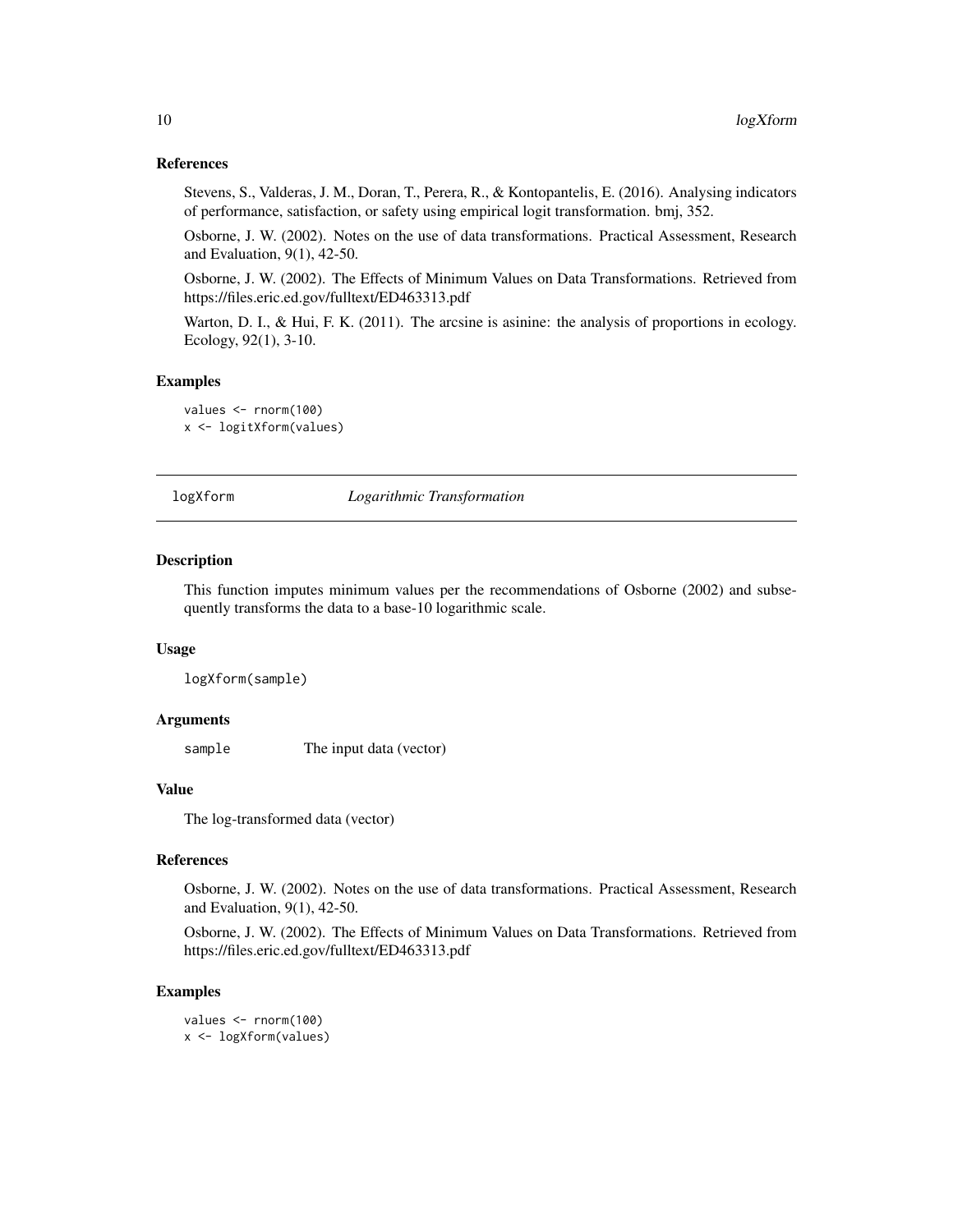### References

Stevens, S., Valderas, J. M., Doran, T., Perera, R., & Kontopantelis, E. (2016). Analysing indicators of performance, satisfaction, or safety using empirical logit transformation. bmj, 352.

Osborne, J. W. (2002). Notes on the use of data transformations. Practical Assessment, Research and Evaluation, 9(1), 42-50.

Osborne, J. W. (2002). The Effects of Minimum Values on Data Transformations. Retrieved from https://files.eric.ed.gov/fulltext/ED463313.pdf

Warton, D. I., & Hui, F. K. (2011). The arcsine is asinine: the analysis of proportions in ecology. Ecology, 92(1), 3-10.

### Examples

```
values <- rnorm(100)
x <- logitXform(values)
```

---

## logXform *Logarithmic Transformation*

---

### Description

This function imputes minimum values per the recommendations of Osborne (2002) and subsequently transforms the data to a base-10 logarithmic scale.

### Usage

```
logXform(sample)
```

### Arguments

| | |
|---|---|
| `sample` | The input data (vector) |

### Value

The log-transformed data (vector)

### References

Osborne, J. W. (2002). Notes on the use of data transformations. Practical Assessment, Research and Evaluation, 9(1), 42-50.

Osborne, J. W. (2002). The Effects of Minimum Values on Data Transformations. Retrieved from https://files.eric.ed.gov/fulltext/ED463313.pdf

### Examples

```
values <- rnorm(100)
x <- logXform(values)
```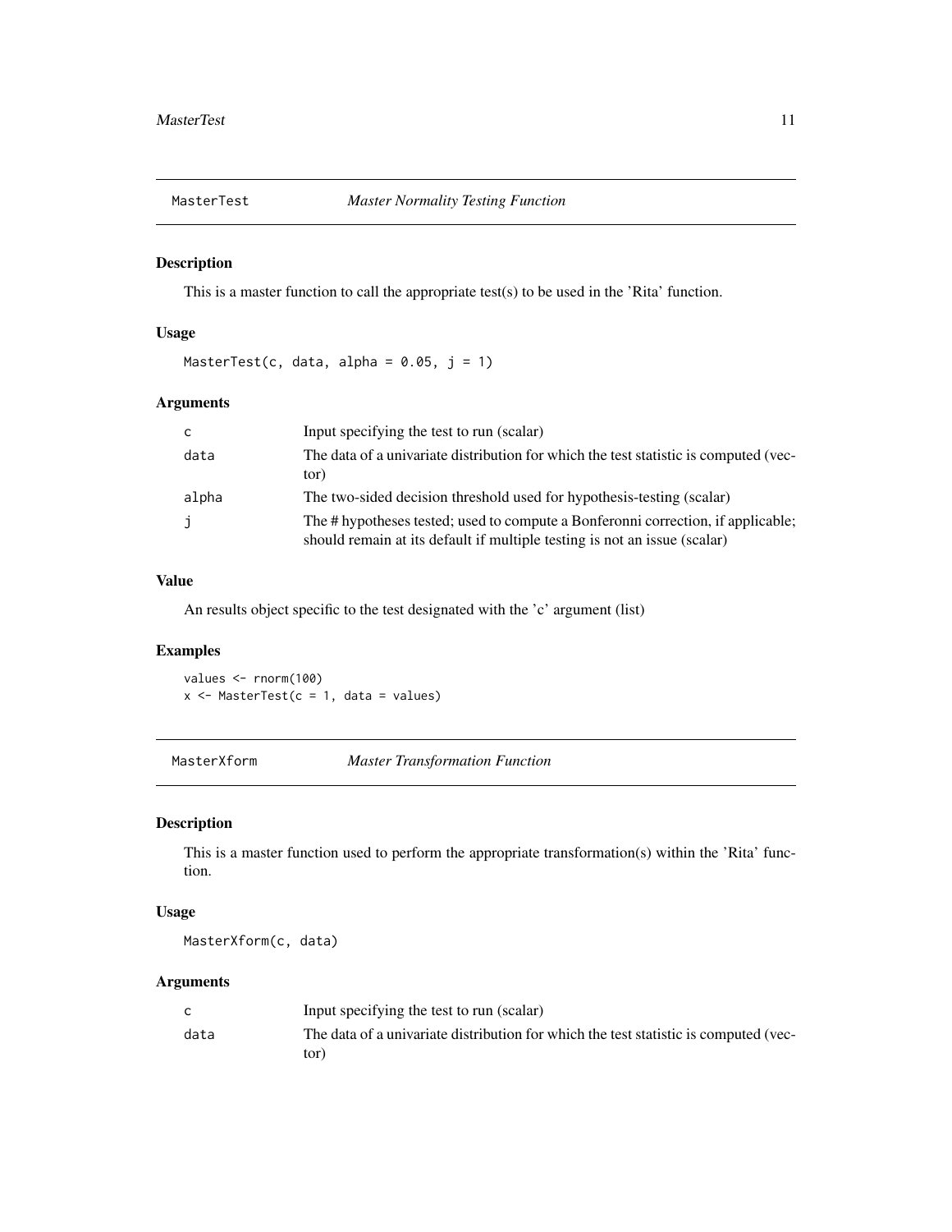## MasterTest — *Master Normality Testing Function*

### Description

This is a master function to call the appropriate test(s) to be used in the 'Rita' function.

### Usage

```
MasterTest(c, data, alpha = 0.05, j = 1)
```

### Arguments

| | |
|---|---|
| c | Input specifying the test to run (scalar) |
| data | The data of a univariate distribution for which the test statistic is computed (vector) |
| alpha | The two-sided decision threshold used for hypothesis-testing (scalar) |
| j | The # hypotheses tested; used to compute a Bonferonni correction, if applicable; should remain at its default if multiple testing is not an issue (scalar) |

### Value

An results object specific to the test designated with the 'c' argument (list)

### Examples

```
values <- rnorm(100)
x <- MasterTest(c = 1, data = values)
```

## MasterXform — *Master Transformation Function*

### Description

This is a master function used to perform the appropriate transformation(s) within the 'Rita' function.

### Usage

```
MasterXform(c, data)
```

### Arguments

| | |
|---|---|
| c | Input specifying the test to run (scalar) |
| data | The data of a univariate distribution for which the test statistic is computed (vector) |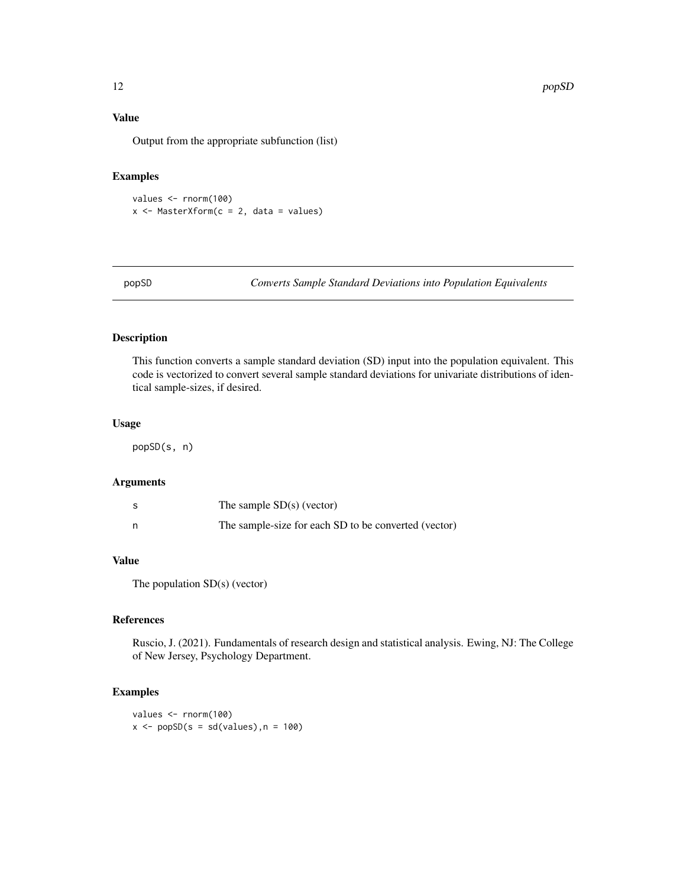## Value

Output from the appropriate subfunction (list)

## Examples

```
values <- rnorm(100)
x <- MasterXform(c = 2, data = values)
```

---

# popSD — *Converts Sample Standard Deviations into Population Equivalents*

---

## Description

This function converts a sample standard deviation (SD) input into the population equivalent. This code is vectorized to convert several sample standard deviations for univariate distributions of identical sample-sizes, if desired.

## Usage

```
popSD(s, n)
```

## Arguments

| | |
|---|---|
| s | The sample SD(s) (vector) |
| n | The sample-size for each SD to be converted (vector) |

## Value

The population SD(s) (vector)

## References

Ruscio, J. (2021). Fundamentals of research design and statistical analysis. Ewing, NJ: The College of New Jersey, Psychology Department.

## Examples

```
values <- rnorm(100)
x <- popSD(s = sd(values),n = 100)
```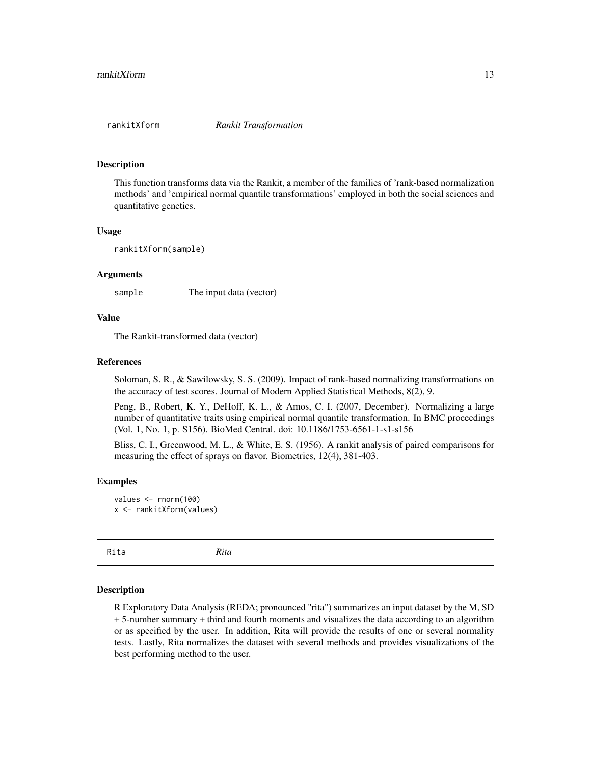## rankitXform *Rankit Transformation*

### Description

This function transforms data via the Rankit, a member of the families of 'rank-based normalization methods' and 'empirical normal quantile transformations' employed in both the social sciences and quantitative genetics.

### Usage

```
rankitXform(sample)
```

### Arguments

| | |
|---|---|
| `sample` | The input data (vector) |

### Value

The Rankit-transformed data (vector)

### References

Soloman, S. R., & Sawilowsky, S. S. (2009). Impact of rank-based normalizing transformations on the accuracy of test scores. Journal of Modern Applied Statistical Methods, 8(2), 9.

Peng, B., Robert, K. Y., DeHoff, K. L., & Amos, C. I. (2007, December). Normalizing a large number of quantitative traits using empirical normal quantile transformation. In BMC proceedings (Vol. 1, No. 1, p. S156). BioMed Central. doi: 10.1186/1753-6561-1-s1-s156

Bliss, C. I., Greenwood, M. L., & White, E. S. (1956). A rankit analysis of paired comparisons for measuring the effect of sprays on flavor. Biometrics, 12(4), 381-403.

### Examples

```
values <- rnorm(100)
x <- rankitXform(values)
```

## Rita *Rita*

### Description

R Exploratory Data Analysis (REDA; pronounced "rita") summarizes an input dataset by the M, SD + 5-number summary + third and fourth moments and visualizes the data according to an algorithm or as specified by the user. In addition, Rita will provide the results of one or several normality tests. Lastly, Rita normalizes the dataset with several methods and provides visualizations of the best performing method to the user.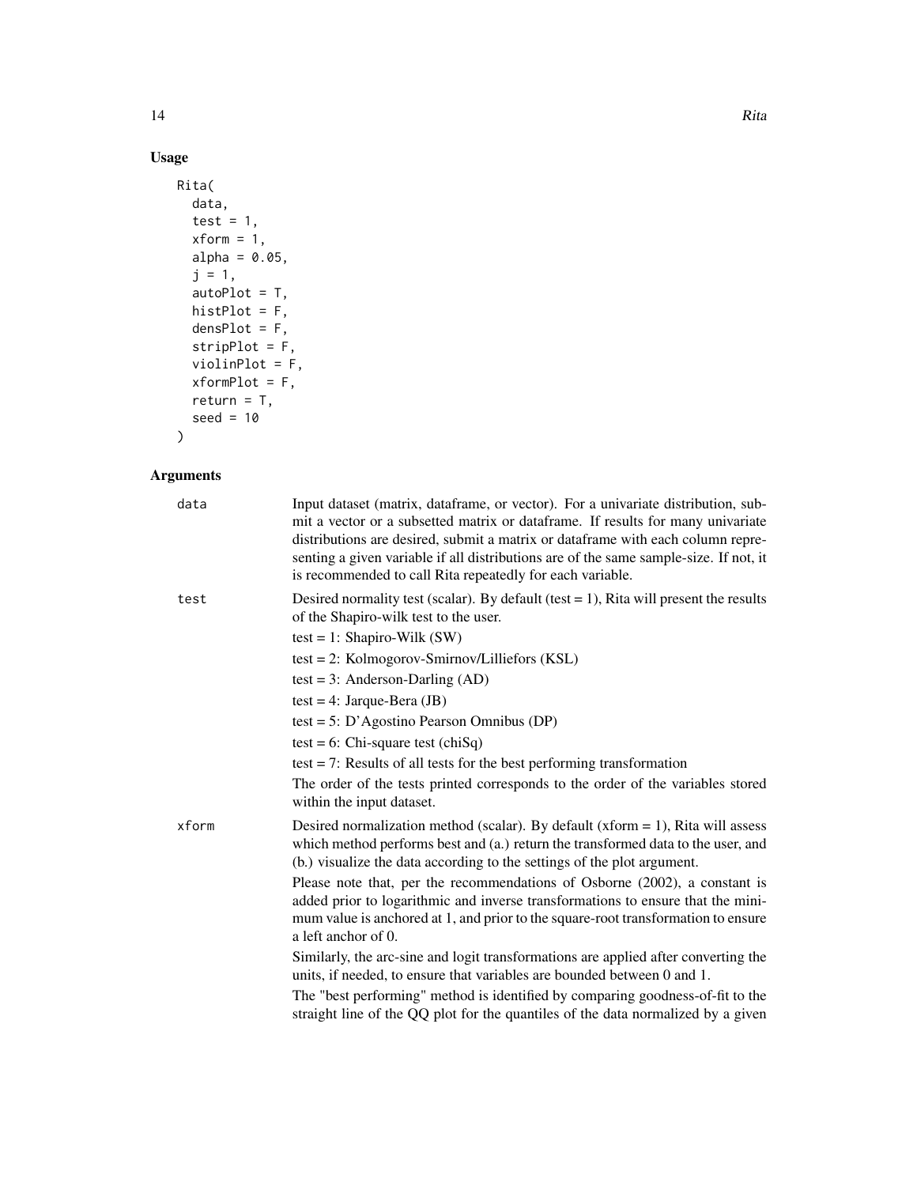## Usage

```
Rita(
  data,
  test = 1,
  xform = 1,
  alpha = 0.05,
  j = 1,
  autoPlot = T,
  histPlot = F,
  densPlot = F,
  stripPlot = F,
  violinPlot = F,
  xformPlot = F,
  return = T,
  seed = 10
)
```

## Arguments

`data` Input dataset (matrix, dataframe, or vector). For a univariate distribution, submit a vector or a subsetted matrix or dataframe. If results for many univariate distributions are desired, submit a matrix or dataframe with each column representing a given variable if all distributions are of the same sample-size. If not, it is recommended to call Rita repeatedly for each variable.

`test` Desired normality test (scalar). By default (test = 1), Rita will present the results of the Shapiro-wilk test to the user.

test = 1: Shapiro-Wilk (SW)

test = 2: Kolmogorov-Smirnov/Lilliefors (KSL)

test = 3: Anderson-Darling (AD)

test = 4: Jarque-Bera (JB)

test = 5: D'Agostino Pearson Omnibus (DP)

test = 6: Chi-square test (chiSq)

test = 7: Results of all tests for the best performing transformation

The order of the tests printed corresponds to the order of the variables stored within the input dataset.

`xform` Desired normalization method (scalar). By default (xform = 1), Rita will assess which method performs best and (a.) return the transformed data to the user, and (b.) visualize the data according to the settings of the plot argument.

Please note that, per the recommendations of Osborne (2002), a constant is added prior to logarithmic and inverse transformations to ensure that the minimum value is anchored at 1, and prior to the square-root transformation to ensure a left anchor of 0.

Similarly, the arc-sine and logit transformations are applied after converting the units, if needed, to ensure that variables are bounded between 0 and 1.

The "best performing" method is identified by comparing goodness-of-fit to the straight line of the QQ plot for the quantiles of the data normalized by a given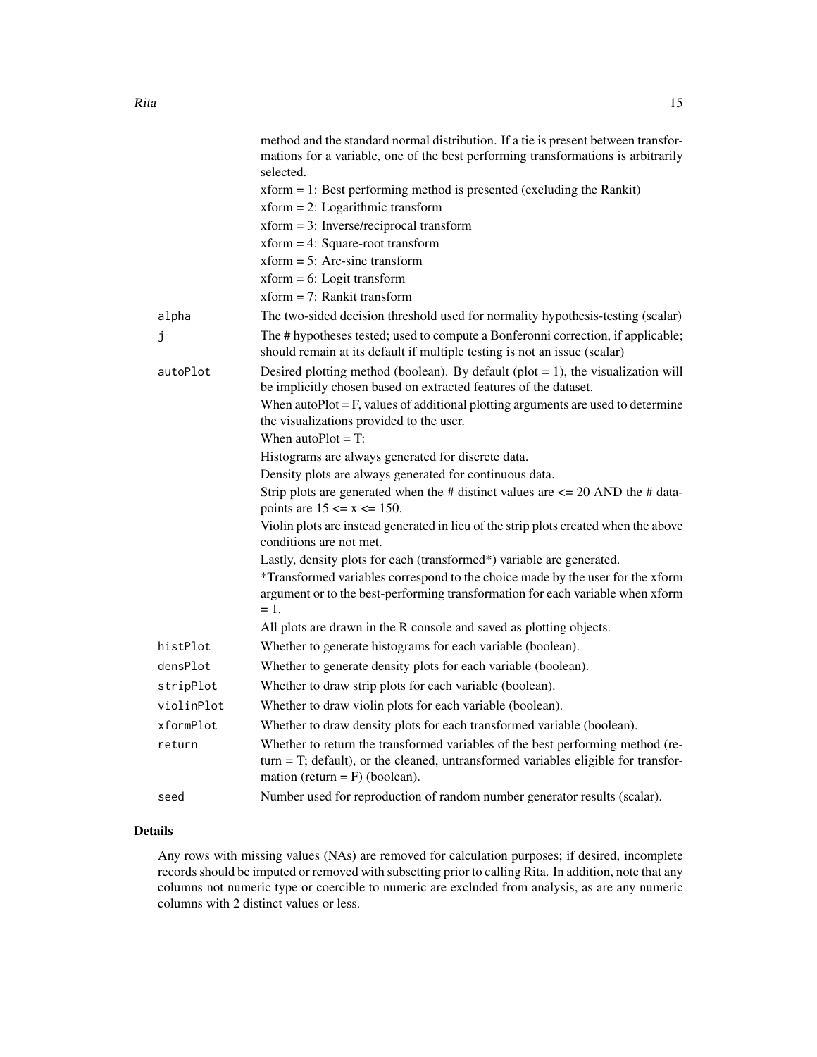method and the standard normal distribution. If a tie is present between transformations for a variable, one of the best performing transformations is arbitrarily selected.

xform = 1: Best performing method is presented (excluding the Rankit)

xform = 2: Logarithmic transform

xform = 3: Inverse/reciprocal transform

xform = 4: Square-root transform

xform = 5: Arc-sine transform

xform = 6: Logit transform

xform = 7: Rankit transform

| | |
|---|---|
| `alpha` | The two-sided decision threshold used for normality hypothesis-testing (scalar) |
| `j` | The # hypotheses tested; used to compute a Bonferonni correction, if applicable; should remain at its default if multiple testing is not an issue (scalar) |
| `autoPlot` | Desired plotting method (boolean). By default (plot = 1), the visualization will be implicitly chosen based on extracted features of the dataset.<br>When autoPlot = F, values of additional plotting arguments are used to determine the visualizations provided to the user.<br>When autoPlot = T:<br>Histograms are always generated for discrete data.<br>Density plots are always generated for continuous data.<br>Strip plots are generated when the # distinct values are <= 20 AND the # datapoints are 15 <= x <= 150.<br>Violin plots are instead generated in lieu of the strip plots created when the above conditions are not met.<br>Lastly, density plots for each (transformed*) variable are generated.<br>*Transformed variables correspond to the choice made by the user for the xform argument or to the best-performing transformation for each variable when xform = 1.<br>All plots are drawn in the R console and saved as plotting objects. |
| `histPlot` | Whether to generate histograms for each variable (boolean). |
| `densPlot` | Whether to generate density plots for each variable (boolean). |
| `stripPlot` | Whether to draw strip plots for each variable (boolean). |
| `violinPlot` | Whether to draw violin plots for each variable (boolean). |
| `xformPlot` | Whether to draw density plots for each transformed variable (boolean). |
| `return` | Whether to return the transformed variables of the best performing method (return = T; default), or the cleaned, untransformed variables eligible for transformation (return = F) (boolean). |
| `seed` | Number used for reproduction of random number generator results (scalar). |

## Details

Any rows with missing values (NAs) are removed for calculation purposes; if desired, incomplete records should be imputed or removed with subsetting prior to calling Rita. In addition, note that any columns not numeric type or coercible to numeric are excluded from analysis, as are any numeric columns with 2 distinct values or less.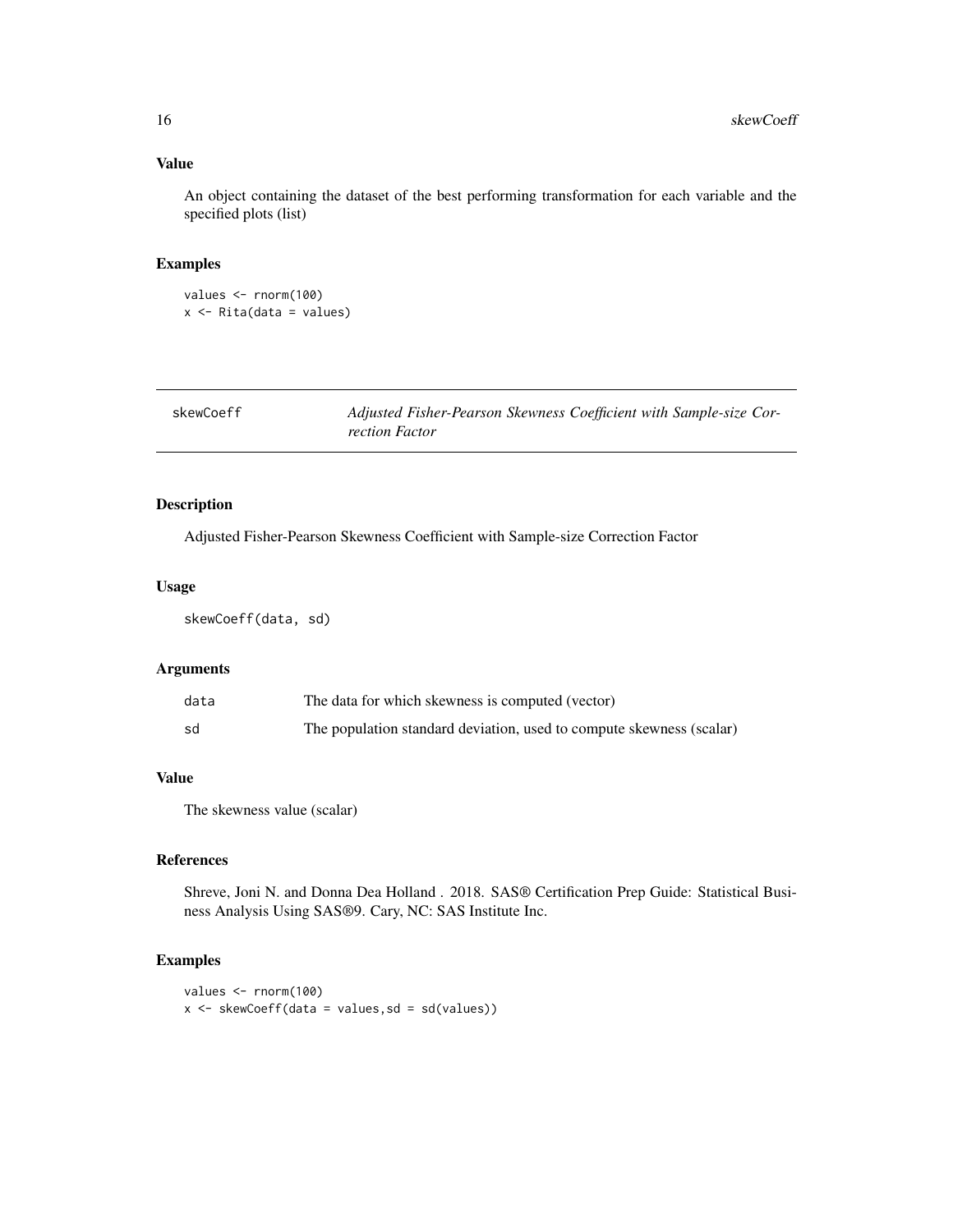## Value

An object containing the dataset of the best performing transformation for each variable and the specified plots (list)

## Examples

```
values <- rnorm(100)
x <- Rita(data = values)
```

---

# skewCoeff — *Adjusted Fisher-Pearson Skewness Coefficient with Sample-size Correction Factor*

## Description

Adjusted Fisher-Pearson Skewness Coefficient with Sample-size Correction Factor

## Usage

```
skewCoeff(data, sd)
```

## Arguments

| | |
|---|---|
| data | The data for which skewness is computed (vector) |
| sd | The population standard deviation, used to compute skewness (scalar) |

## Value

The skewness value (scalar)

## References

Shreve, Joni N. and Donna Dea Holland . 2018. SAS® Certification Prep Guide: Statistical Business Analysis Using SAS®9. Cary, NC: SAS Institute Inc.

## Examples

```
values <- rnorm(100)
x <- skewCoeff(data = values,sd = sd(values))
```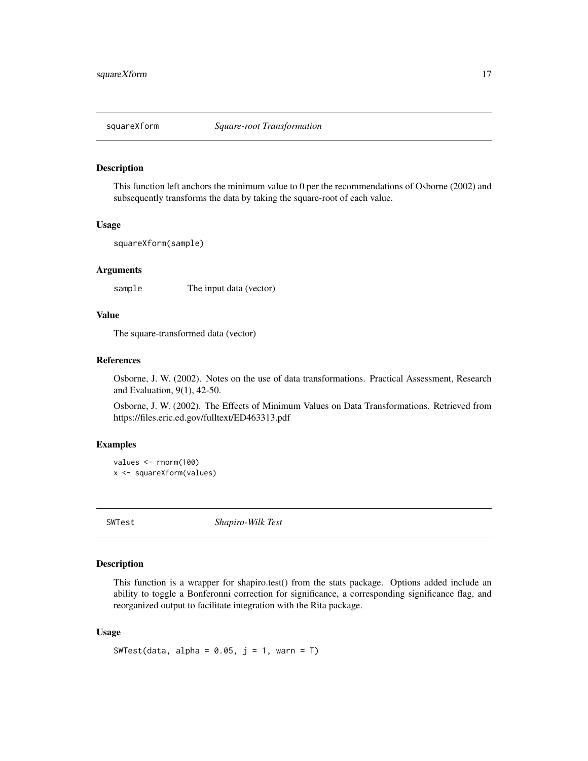## squareXform *Square-root Transformation*

### Description

This function left anchors the minimum value to 0 per the recommendations of Osborne (2002) and subsequently transforms the data by taking the square-root of each value.

### Usage

```
squareXform(sample)
```

### Arguments

| | |
|---|---|
| `sample` | The input data (vector) |

### Value

The square-transformed data (vector)

### References

Osborne, J. W. (2002). Notes on the use of data transformations. Practical Assessment, Research and Evaluation, 9(1), 42-50.

Osborne, J. W. (2002). The Effects of Minimum Values on Data Transformations. Retrieved from https://files.eric.ed.gov/fulltext/ED463313.pdf

### Examples

```
values <- rnorm(100)
x <- squareXform(values)
```

## SWTest *Shapiro-Wilk Test*

### Description

This function is a wrapper for shapiro.test() from the stats package. Options added include an ability to toggle a Bonferonni correction for significance, a corresponding significance flag, and reorganized output to facilitate integration with the Rita package.

### Usage

```
SWTest(data, alpha = 0.05, j = 1, warn = T)
```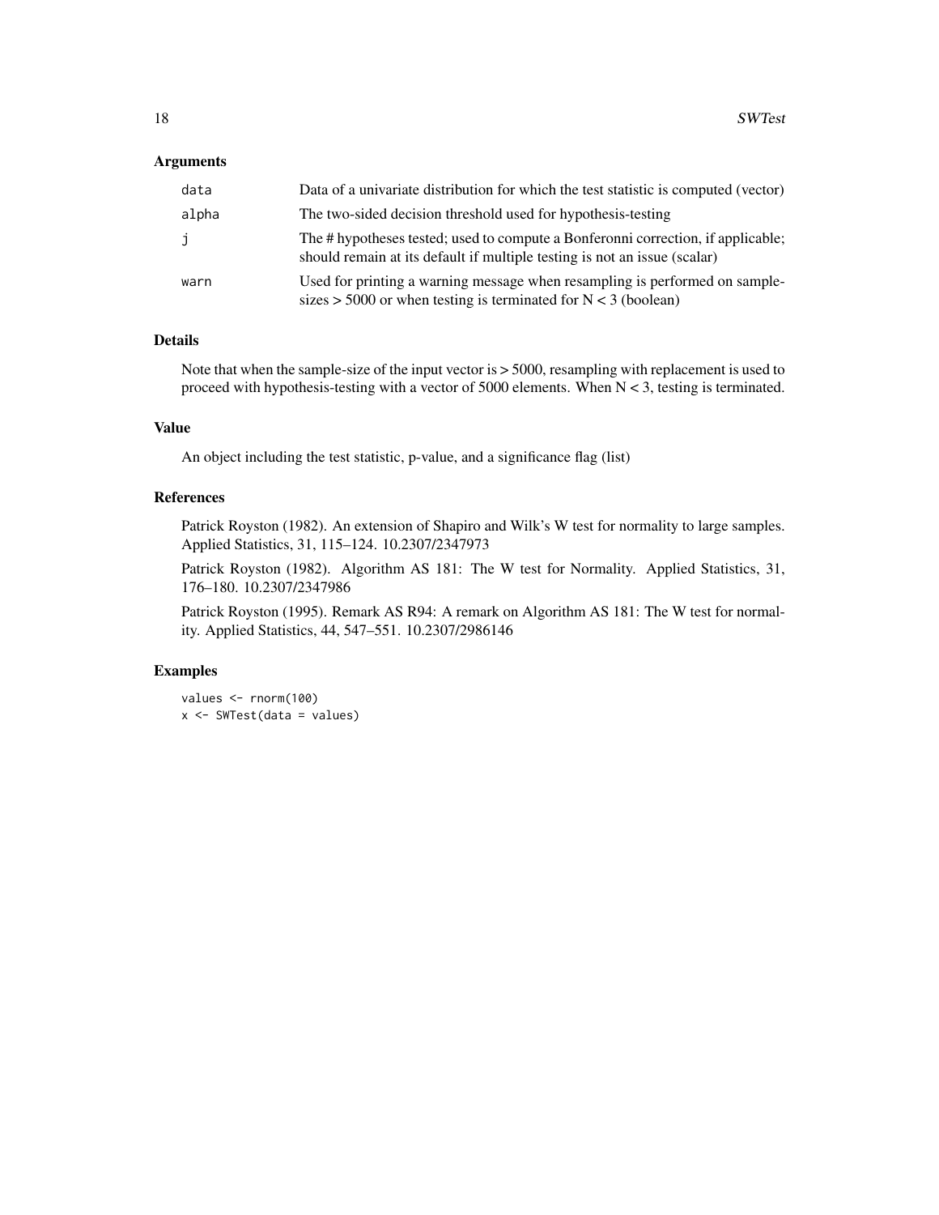## Arguments

| | |
|---|---|
| `data` | Data of a univariate distribution for which the test statistic is computed (vector) |
| `alpha` | The two-sided decision threshold used for hypothesis-testing |
| `j` | The # hypotheses tested; used to compute a Bonferonni correction, if applicable; should remain at its default if multiple testing is not an issue (scalar) |
| `warn` | Used for printing a warning message when resampling is performed on sample-sizes > 5000 or when testing is terminated for N < 3 (boolean) |

## Details

Note that when the sample-size of the input vector is > 5000, resampling with replacement is used to proceed with hypothesis-testing with a vector of 5000 elements. When N < 3, testing is terminated.

## Value

An object including the test statistic, p-value, and a significance flag (list)

## References

Patrick Royston (1982). An extension of Shapiro and Wilk's W test for normality to large samples. Applied Statistics, 31, 115–124. 10.2307/2347973

Patrick Royston (1982). Algorithm AS 181: The W test for Normality. Applied Statistics, 31, 176–180. 10.2307/2347986

Patrick Royston (1995). Remark AS R94: A remark on Algorithm AS 181: The W test for normality. Applied Statistics, 44, 547–551. 10.2307/2986146

## Examples

```
values <- rnorm(100)
x <- SWTest(data = values)
```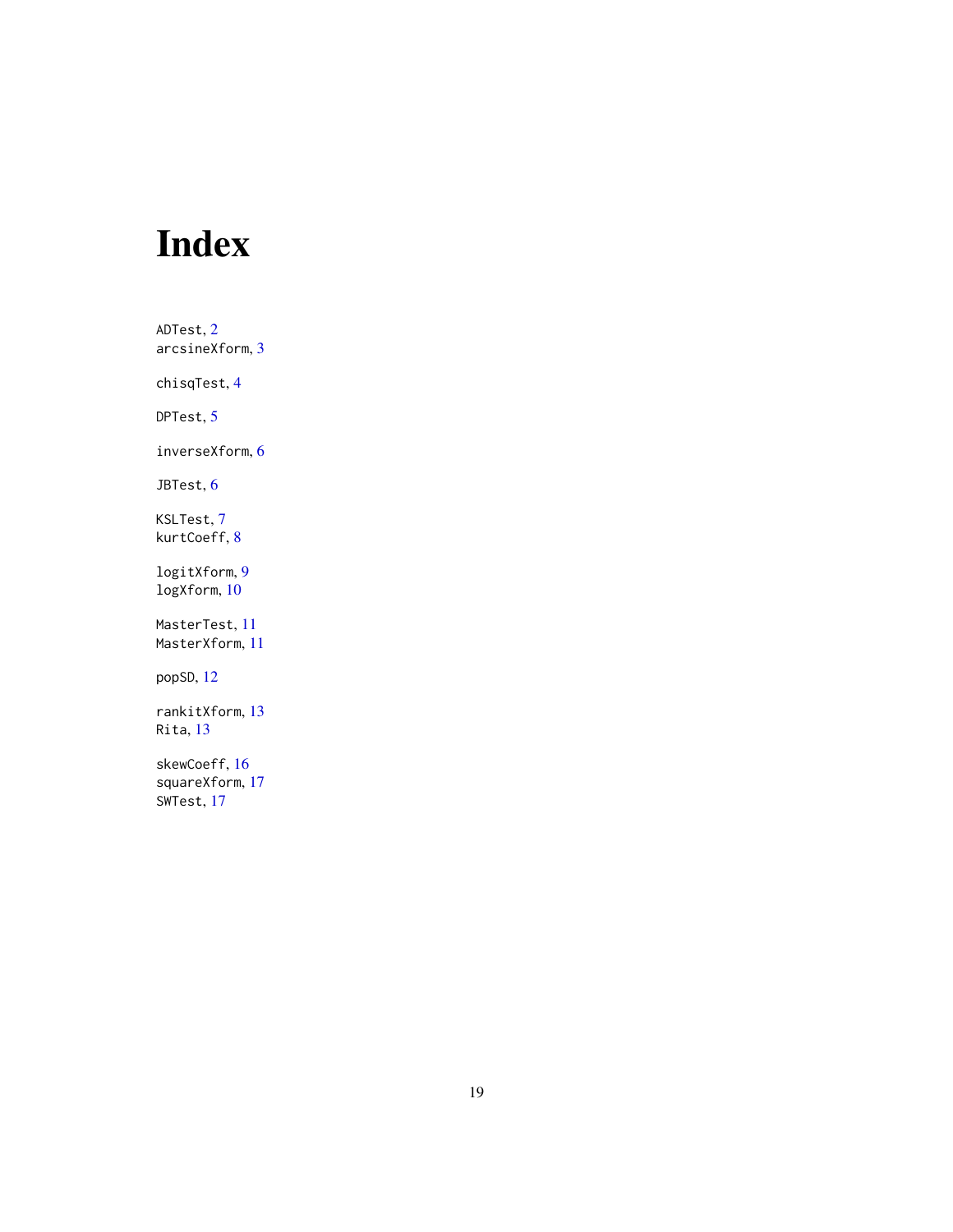# Index

ADTest, 2
arcsineXform, 3

chisqTest, 4

DPTest, 5

inverseXform, 6

JBTest, 6

KSLTest, 7
kurtCoeff, 8

logitXform, 9
logXform, 10

MasterTest, 11
MasterXform, 11

popSD, 12

rankitXform, 13
Rita, 13

skewCoeff, 16
squareXform, 17
SWTest, 17